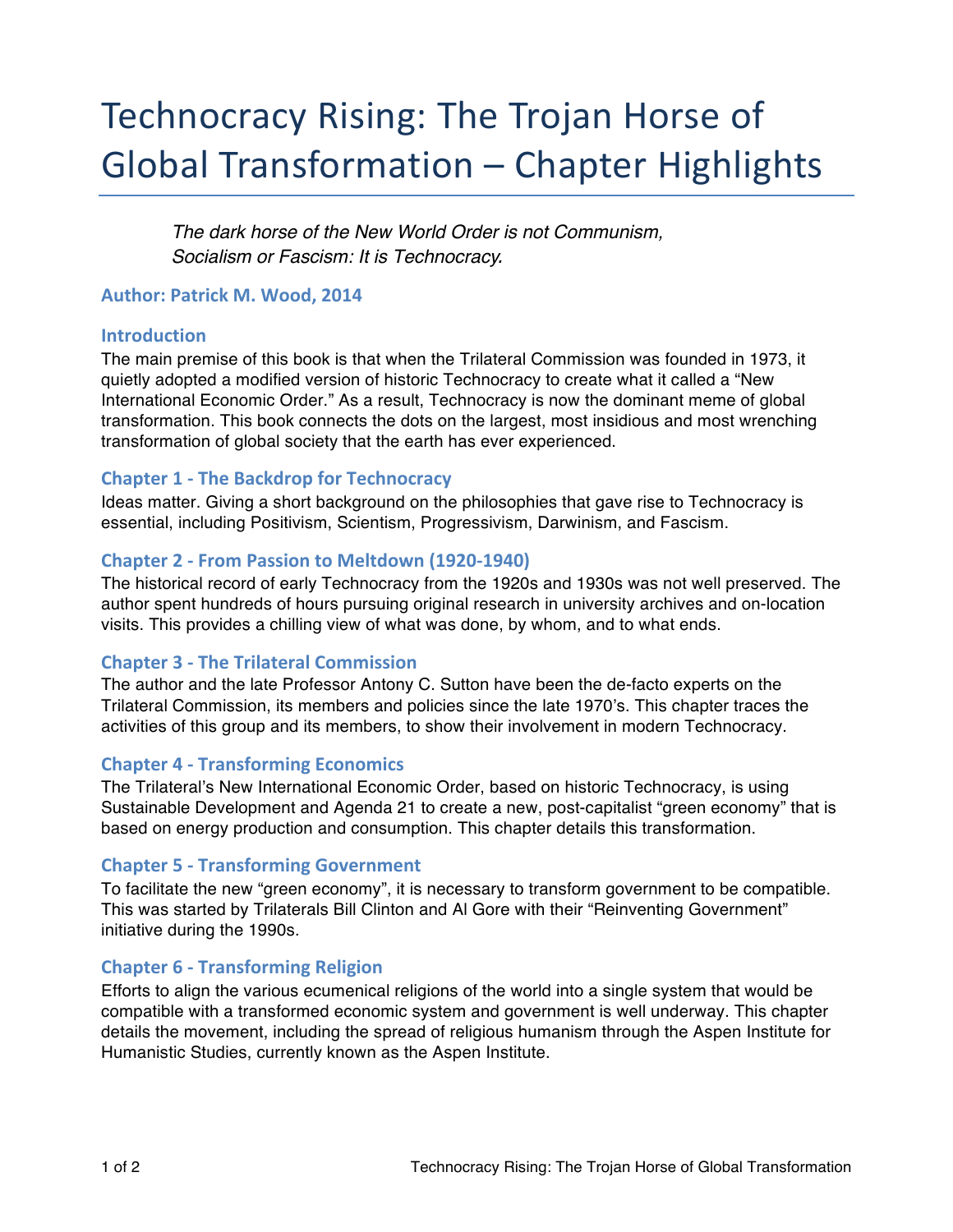# Technocracy Rising: The Trojan Horse of Global Transformation – Chapter Highlights

*The dark horse of the New World Order is not Communism, Socialism or Fascism: It is Technocracy.*

**Author: Patrick M. Wood, 2014**

## Introduction

The main premise of this book is that when the Trilateral Commission was founded in 1973, it quietly adopted a modified version of historic Technocracy to create what it called a "New International Economic Order." As a result, Technocracy is now the dominant meme of global transformation. This book connects the dots on the largest, most insidious and most wrenching transformation of global society that the earth has ever experienced.

## Chapter 1 - The Backdrop for Technocracy

Ideas matter. Giving a short background on the philosophies that gave rise to Technocracy is essential, including Positivism, Scientism, Progressivism, Darwinism, and Fascism.

## Chapter 2 - From Passion to Meltdown (1920-1940)

The historical record of early Technocracy from the 1920s and 1930s was not well preserved. The author spent hundreds of hours pursuing original research in university archives and on-location visits. This provides a chilling view of what was done, by whom, and to what ends.

## Chapter 3 - The Trilateral Commission

The author and the late Professor Antony C. Sutton have been the de-facto experts on the Trilateral Commission, its members and policies since the late 1970's. This chapter traces the activities of this group and its members, to show their involvement in modern Technocracy.

## Chapter 4 - Transforming Economics

The Trilateral's New International Economic Order, based on historic Technocracy, is using Sustainable Development and Agenda 21 to create a new, post-capitalist "green economy" that is based on energy production and consumption. This chapter details this transformation.

## Chapter 5 - Transforming Government

To facilitate the new "green economy", it is necessary to transform government to be compatible. This was started by Trilaterals Bill Clinton and Al Gore with their "Reinventing Government" initiative during the 1990s.

## Chapter 6 - Transforming Religion

Efforts to align the various ecumenical religions of the world into a single system that would be compatible with a transformed economic system and government is well underway. This chapter details the movement, including the spread of religious humanism through the Aspen Institute for Humanistic Studies, currently known as the Aspen Institute.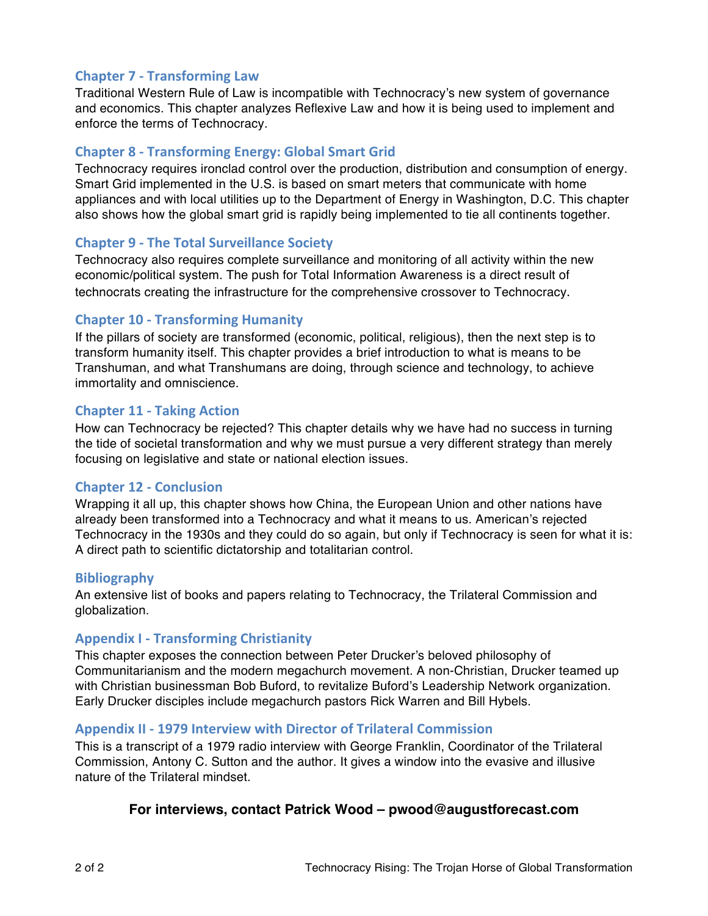## Chapter 7 - Transforming Law

Traditional Western Rule of Law is incompatible with Technocracy's new system of governance and economics. This chapter analyzes Reflexive Law and how it is being used to implement and enforce the terms of Technocracy.

## Chapter 8 - Transforming Energy: Global Smart Grid

Technocracy requires ironclad control over the production, distribution and consumption of energy. Smart Grid implemented in the U.S. is based on smart meters that communicate with home appliances and with local utilities up to the Department of Energy in Washington, D.C. This chapter also shows how the global smart grid is rapidly being implemented to tie all continents together.

## Chapter 9 - The Total Surveillance Society

Technocracy also requires complete surveillance and monitoring of all activity within the new economic/political system. The push for Total Information Awareness is a direct result of technocrats creating the infrastructure for the comprehensive crossover to Technocracy.

## Chapter 10 - Transforming Humanity

If the pillars of society are transformed (economic, political, religious), then the next step is to transform humanity itself. This chapter provides a brief introduction to what is means to be Transhuman, and what Transhumans are doing, through science and technology, to achieve immortality and omniscience.

## Chapter 11 - Taking Action

How can Technocracy be rejected? This chapter details why we have had no success in turning the tide of societal transformation and why we must pursue a very different strategy than merely focusing on legislative and state or national election issues.

## Chapter 12 - Conclusion

Wrapping it all up, this chapter shows how China, the European Union and other nations have already been transformed into a Technocracy and what it means to us. American's rejected Technocracy in the 1930s and they could do so again, but only if Technocracy is seen for what it is: A direct path to scientific dictatorship and totalitarian control.

## Bibliography

An extensive list of books and papers relating to Technocracy, the Trilateral Commission and globalization.

## Appendix I - Transforming Christianity

This chapter exposes the connection between Peter Drucker's beloved philosophy of Communitarianism and the modern megachurch movement. A non-Christian, Drucker teamed up with Christian businessman Bob Buford, to revitalize Buford's Leadership Network organization. Early Drucker disciples include megachurch pastors Rick Warren and Bill Hybels.

## Appendix II - 1979 Interview with Director of Trilateral Commission

This is a transcript of a 1979 radio interview with George Franklin, Coordinator of the Trilateral Commission, Antony C. Sutton and the author. It gives a window into the evasive and illusive nature of the Trilateral mindset.

**For interviews, contact Patrick Wood – pwood@augustforecast.com**